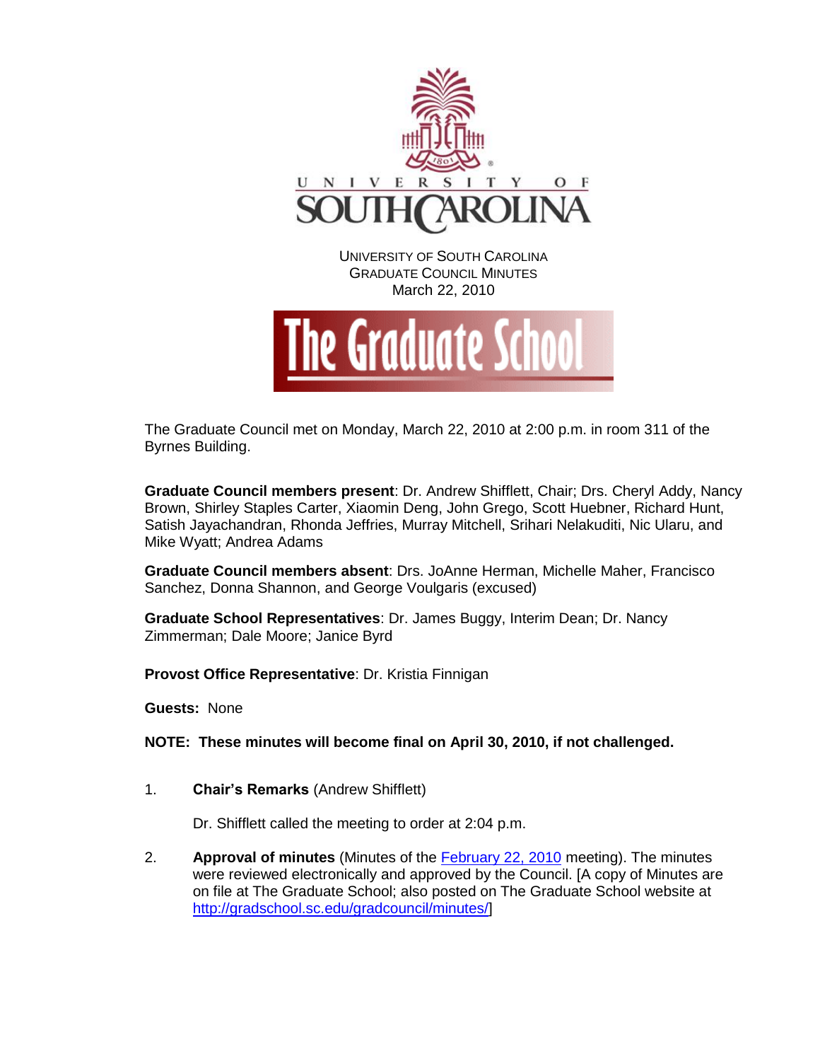UNIVERSITY OF SOUTH CAROLINA
GRADUATE COUNCIL MINUTES
March 22, 2010

The Graduate School

The Graduate Council met on Monday, March 22, 2010 at 2:00 p.m. in room 311 of the Byrnes Building.

**Graduate Council members present**: Dr. Andrew Shifflett, Chair; Drs. Cheryl Addy, Nancy Brown, Shirley Staples Carter, Xiaomin Deng, John Grego, Scott Huebner, Richard Hunt, Satish Jayachandran, Rhonda Jeffries, Murray Mitchell, Srihari Nelakuditi, Nic Ularu, and Mike Wyatt; Andrea Adams

**Graduate Council members absent**: Drs. JoAnne Herman, Michelle Maher, Francisco Sanchez, Donna Shannon, and George Voulgaris (excused)

**Graduate School Representatives**: Dr. James Buggy, Interim Dean; Dr. Nancy Zimmerman; Dale Moore; Janice Byrd

**Provost Office Representative**: Dr. Kristia Finnigan

**Guests:** None

**NOTE: These minutes will become final on April 30, 2010, if not challenged.**

1. **Chair's Remarks** (Andrew Shifflett)

   Dr. Shifflett called the meeting to order at 2:04 p.m.

2. **Approval of minutes** (Minutes of the February 22, 2010 meeting). The minutes were reviewed electronically and approved by the Council. [A copy of Minutes are on file at The Graduate School; also posted on The Graduate School website at http://gradschool.sc.edu/gradcouncil/minutes/]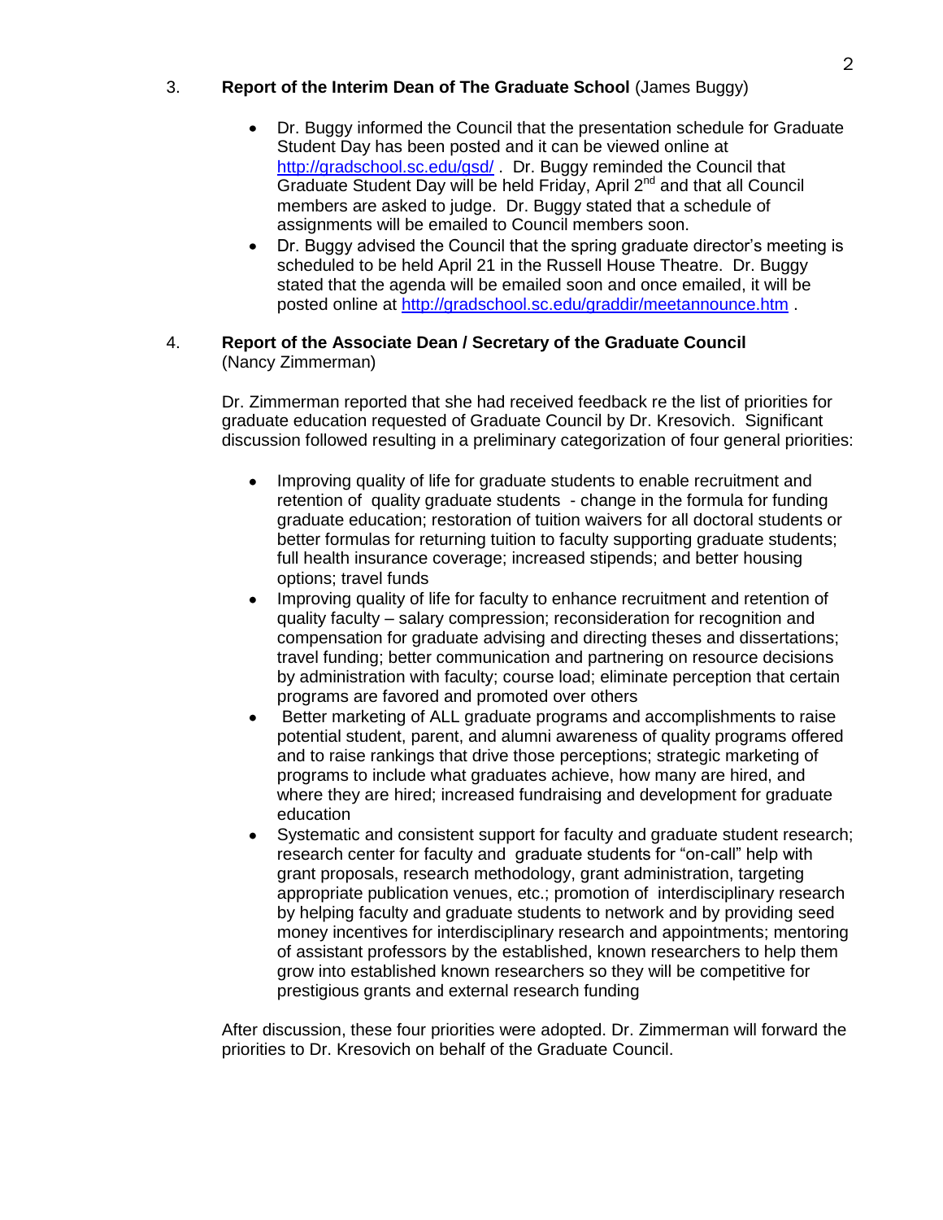3. **Report of the Interim Dean of The Graduate School** (James Buggy)

- Dr. Buggy informed the Council that the presentation schedule for Graduate Student Day has been posted and it can be viewed online at http://gradschool.sc.edu/gsd/ . Dr. Buggy reminded the Council that Graduate Student Day will be held Friday, April 2nd and that all Council members are asked to judge. Dr. Buggy stated that a schedule of assignments will be emailed to Council members soon.
- Dr. Buggy advised the Council that the spring graduate director's meeting is scheduled to be held April 21 in the Russell House Theatre. Dr. Buggy stated that the agenda will be emailed soon and once emailed, it will be posted online at http://gradschool.sc.edu/graddir/meetannounce.htm .

4. **Report of the Associate Dean / Secretary of the Graduate Council** (Nancy Zimmerman)

Dr. Zimmerman reported that she had received feedback re the list of priorities for graduate education requested of Graduate Council by Dr. Kresovich. Significant discussion followed resulting in a preliminary categorization of four general priorities:

- Improving quality of life for graduate students to enable recruitment and retention of quality graduate students - change in the formula for funding graduate education; restoration of tuition waivers for all doctoral students or better formulas for returning tuition to faculty supporting graduate students; full health insurance coverage; increased stipends; and better housing options; travel funds
- Improving quality of life for faculty to enhance recruitment and retention of quality faculty – salary compression; reconsideration for recognition and compensation for graduate advising and directing theses and dissertations; travel funding; better communication and partnering on resource decisions by administration with faculty; course load; eliminate perception that certain programs are favored and promoted over others
- Better marketing of ALL graduate programs and accomplishments to raise potential student, parent, and alumni awareness of quality programs offered and to raise rankings that drive those perceptions; strategic marketing of programs to include what graduates achieve, how many are hired, and where they are hired; increased fundraising and development for graduate education
- Systematic and consistent support for faculty and graduate student research; research center for faculty and graduate students for "on-call" help with grant proposals, research methodology, grant administration, targeting appropriate publication venues, etc.; promotion of interdisciplinary research by helping faculty and graduate students to network and by providing seed money incentives for interdisciplinary research and appointments; mentoring of assistant professors by the established, known researchers to help them grow into established known researchers so they will be competitive for prestigious grants and external research funding

After discussion, these four priorities were adopted. Dr. Zimmerman will forward the priorities to Dr. Kresovich on behalf of the Graduate Council.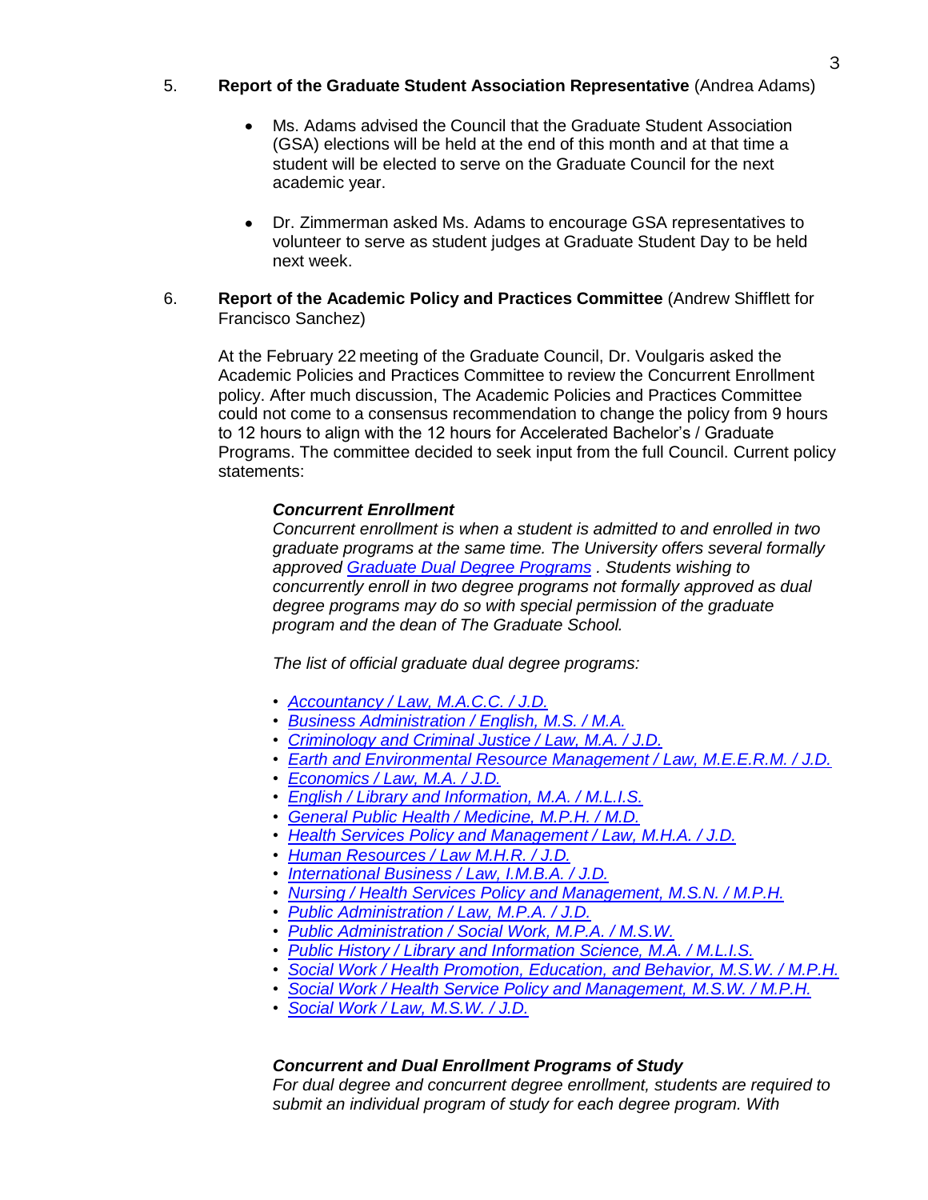5. **Report of the Graduate Student Association Representative** (Andrea Adams)

   - Ms. Adams advised the Council that the Graduate Student Association (GSA) elections will be held at the end of this month and at that time a student will be elected to serve on the Graduate Council for the next academic year.

   - Dr. Zimmerman asked Ms. Adams to encourage GSA representatives to volunteer to serve as student judges at Graduate Student Day to be held next week.

6. **Report of the Academic Policy and Practices Committee** (Andrew Shifflett for Francisco Sanchez)

   At the February 22 meeting of the Graduate Council, Dr. Voulgaris asked the Academic Policies and Practices Committee to review the Concurrent Enrollment policy. After much discussion, The Academic Policies and Practices Committee could not come to a consensus recommendation to change the policy from 9 hours to 12 hours to align with the 12 hours for Accelerated Bachelor's / Graduate Programs. The committee decided to seek input from the full Council. Current policy statements:

   ***Concurrent Enrollment***
   *Concurrent enrollment is when a student is admitted to and enrolled in two graduate programs at the same time. The University offers several formally approved Graduate Dual Degree Programs . Students wishing to concurrently enroll in two degree programs not formally approved as dual degree programs may do so with special permission of the graduate program and the dean of The Graduate School.*

   *The list of official graduate dual degree programs:*

   - *Accountancy / Law, M.A.C.C. / J.D.*
   - *Business Administration / English, M.S. / M.A.*
   - *Criminology and Criminal Justice / Law, M.A. / J.D.*
   - *Earth and Environmental Resource Management / Law, M.E.E.R.M. / J.D.*
   - *Economics / Law, M.A. / J.D.*
   - *English / Library and Information, M.A. / M.L.I.S.*
   - *General Public Health / Medicine, M.P.H. / M.D.*
   - *Health Services Policy and Management / Law, M.H.A. / J.D.*
   - *Human Resources / Law M.H.R. / J.D.*
   - *International Business / Law, I.M.B.A. / J.D.*
   - *Nursing / Health Services Policy and Management, M.S.N. / M.P.H.*
   - *Public Administration / Law, M.P.A. / J.D.*
   - *Public Administration / Social Work, M.P.A. / M.S.W.*
   - *Public History / Library and Information Science, M.A. / M.L.I.S.*
   - *Social Work / Health Promotion, Education, and Behavior, M.S.W. / M.P.H.*
   - *Social Work / Health Service Policy and Management, M.S.W. / M.P.H.*
   - *Social Work / Law, M.S.W. / J.D.*

   ***Concurrent and Dual Enrollment Programs of Study***
   *For dual degree and concurrent degree enrollment, students are required to submit an individual program of study for each degree program. With*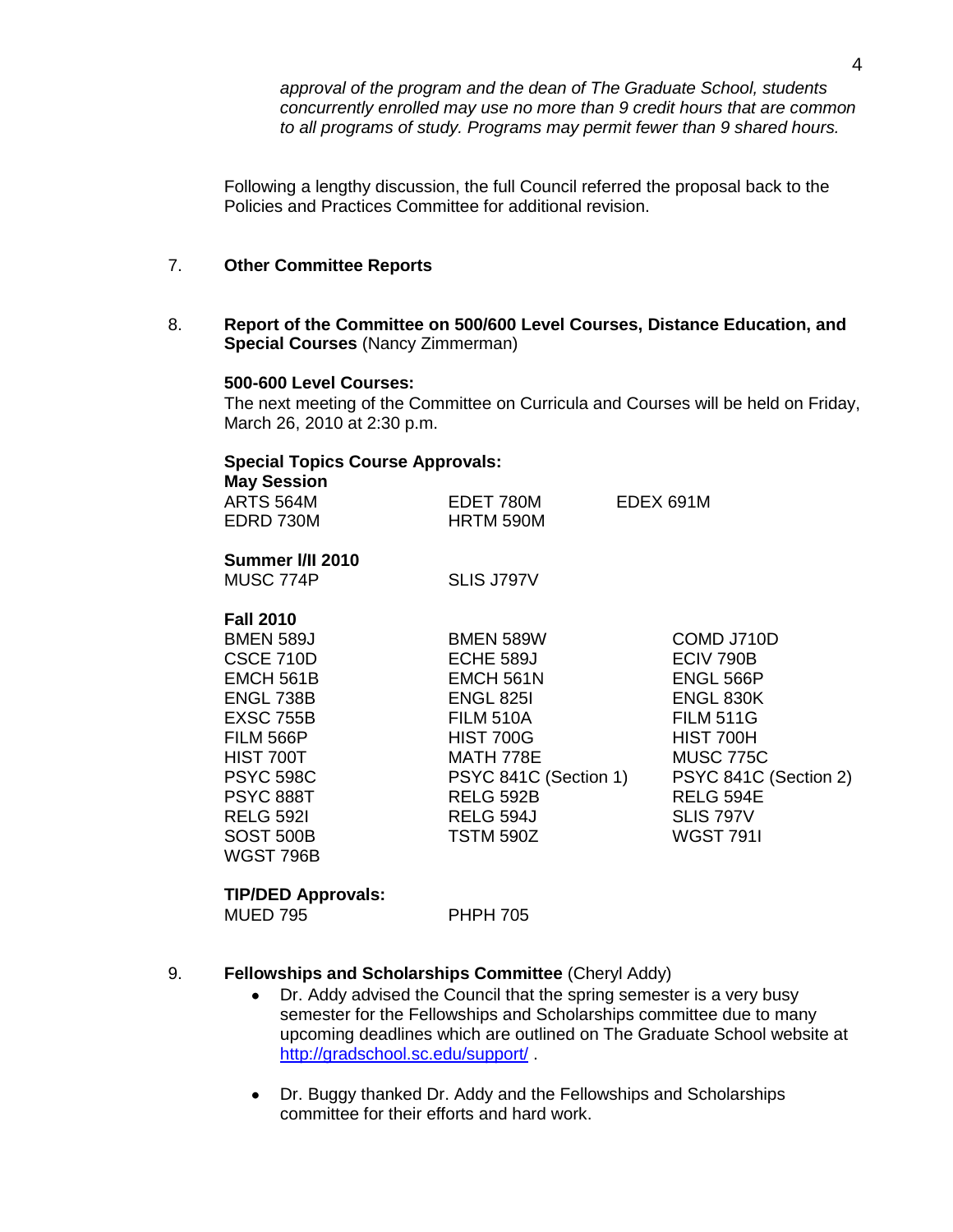*approval of the program and the dean of The Graduate School, students concurrently enrolled may use no more than 9 credit hours that are common to all programs of study. Programs may permit fewer than 9 shared hours.*

Following a lengthy discussion, the full Council referred the proposal back to the Policies and Practices Committee for additional revision.

7. **Other Committee Reports**

8. **Report of the Committee on 500/600 Level Courses, Distance Education, and Special Courses** (Nancy Zimmerman)

**500-600 Level Courses:**
The next meeting of the Committee on Curricula and Courses will be held on Friday, March 26, 2010 at 2:30 p.m.

**Special Topics Course Approvals:**

**May Session**

| | | |
|---|---|---|
| ARTS 564M | EDET 780M | EDEX 691M |
| EDRD 730M | HRTM 590M | |

**Summer I/II 2010**

| | |
|---|---|
| MUSC 774P | SLIS J797V |

**Fall 2010**

| | | |
|---|---|---|
| BMEN 589J | BMEN 589W | COMD J710D |
| CSCE 710D | ECHE 589J | ECIV 790B |
| EMCH 561B | EMCH 561N | ENGL 566P |
| ENGL 738B | ENGL 825I | ENGL 830K |
| EXSC 755B | FILM 510A | FILM 511G |
| FILM 566P | HIST 700G | HIST 700H |
| HIST 700T | MATH 778E | MUSC 775C |
| PSYC 598C | PSYC 841C (Section 1) | PSYC 841C (Section 2) |
| PSYC 888T | RELG 592B | RELG 594E |
| RELG 592I | RELG 594J | SLIS 797V |
| SOST 500B | TSTM 590Z | WGST 791I |
| WGST 796B | | |

**TIP/DED Approvals:**

| | |
|---|---|
| MUED 795 | PHPH 705 |

9. **Fellowships and Scholarships Committee** (Cheryl Addy)
   - Dr. Addy advised the Council that the spring semester is a very busy semester for the Fellowships and Scholarships committee due to many upcoming deadlines which are outlined on The Graduate School website at http://gradschool.sc.edu/support/ .
   - Dr. Buggy thanked Dr. Addy and the Fellowships and Scholarships committee for their efforts and hard work.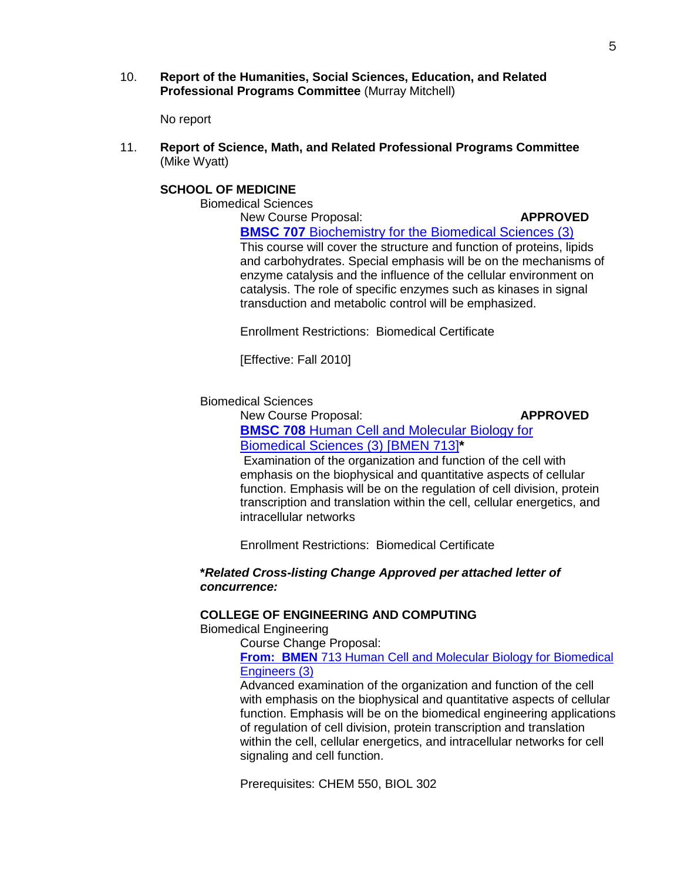10. **Report of the Humanities, Social Sciences, Education, and Related Professional Programs Committee** (Murray Mitchell)

    No report

11. **Report of Science, Math, and Related Professional Programs Committee** (Mike Wyatt)

**SCHOOL OF MEDICINE**

Biomedical Sciences

New Course Proposal: **APPROVED**

**BMSC 707** Biochemistry for the Biomedical Sciences (3)

This course will cover the structure and function of proteins, lipids and carbohydrates. Special emphasis will be on the mechanisms of enzyme catalysis and the influence of the cellular environment on catalysis. The role of specific enzymes such as kinases in signal transduction and metabolic control will be emphasized.

Enrollment Restrictions: Biomedical Certificate

[Effective: Fall 2010]

Biomedical Sciences

New Course Proposal: **APPROVED**

**BMSC 708** Human Cell and Molecular Biology for Biomedical Sciences (3) [BMEN 713]**\***

Examination of the organization and function of the cell with emphasis on the biophysical and quantitative aspects of cellular function. Emphasis will be on the regulation of cell division, protein transcription and translation within the cell, cellular energetics, and intracellular networks

Enrollment Restrictions: Biomedical Certificate

**\****Related Cross-listing Change Approved per attached letter of concurrence:***

**COLLEGE OF ENGINEERING AND COMPUTING**

Biomedical Engineering

Course Change Proposal:

**From: BMEN** 713 Human Cell and Molecular Biology for Biomedical Engineers (3)

Advanced examination of the organization and function of the cell with emphasis on the biophysical and quantitative aspects of cellular function. Emphasis will be on the biomedical engineering applications of regulation of cell division, protein transcription and translation within the cell, cellular energetics, and intracellular networks for cell signaling and cell function.

Prerequisites: CHEM 550, BIOL 302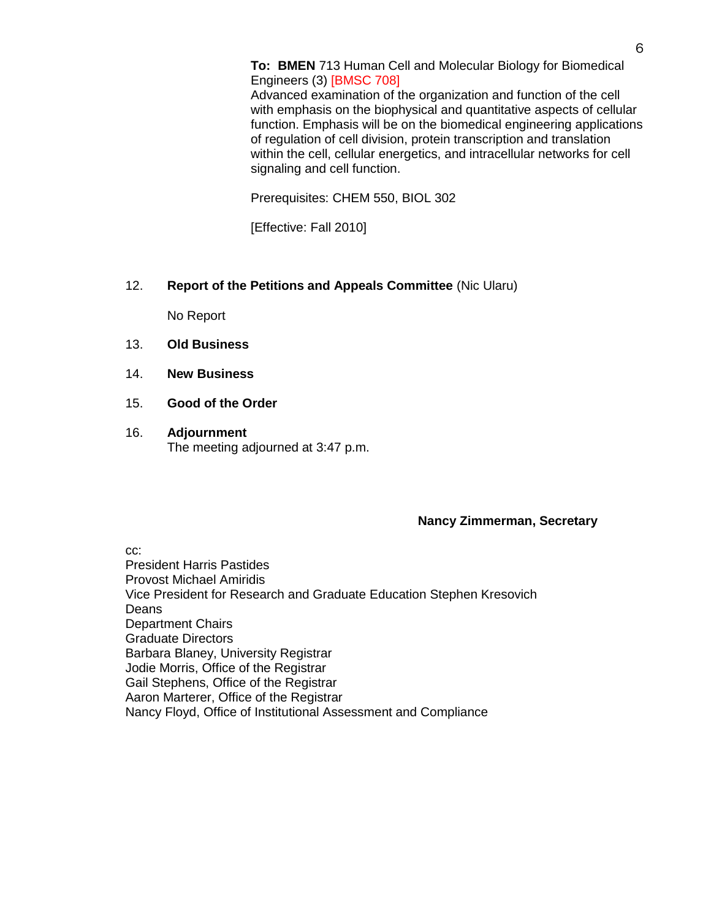**To: BMEN** 713 Human Cell and Molecular Biology for Biomedical Engineers (3) [BMSC 708]
Advanced examination of the organization and function of the cell with emphasis on the biophysical and quantitative aspects of cellular function. Emphasis will be on the biomedical engineering applications of regulation of cell division, protein transcription and translation within the cell, cellular energetics, and intracellular networks for cell signaling and cell function.

Prerequisites: CHEM 550, BIOL 302

[Effective: Fall 2010]

12. **Report of the Petitions and Appeals Committee** (Nic Ularu)

    No Report

13. **Old Business**

14. **New Business**

15. **Good of the Order**

16. **Adjournment**
    The meeting adjourned at 3:47 p.m.

**Nancy Zimmerman, Secretary**

cc:
President Harris Pastides
Provost Michael Amiridis
Vice President for Research and Graduate Education Stephen Kresovich
Deans
Department Chairs
Graduate Directors
Barbara Blaney, University Registrar
Jodie Morris, Office of the Registrar
Gail Stephens, Office of the Registrar
Aaron Marterer, Office of the Registrar
Nancy Floyd, Office of Institutional Assessment and Compliance